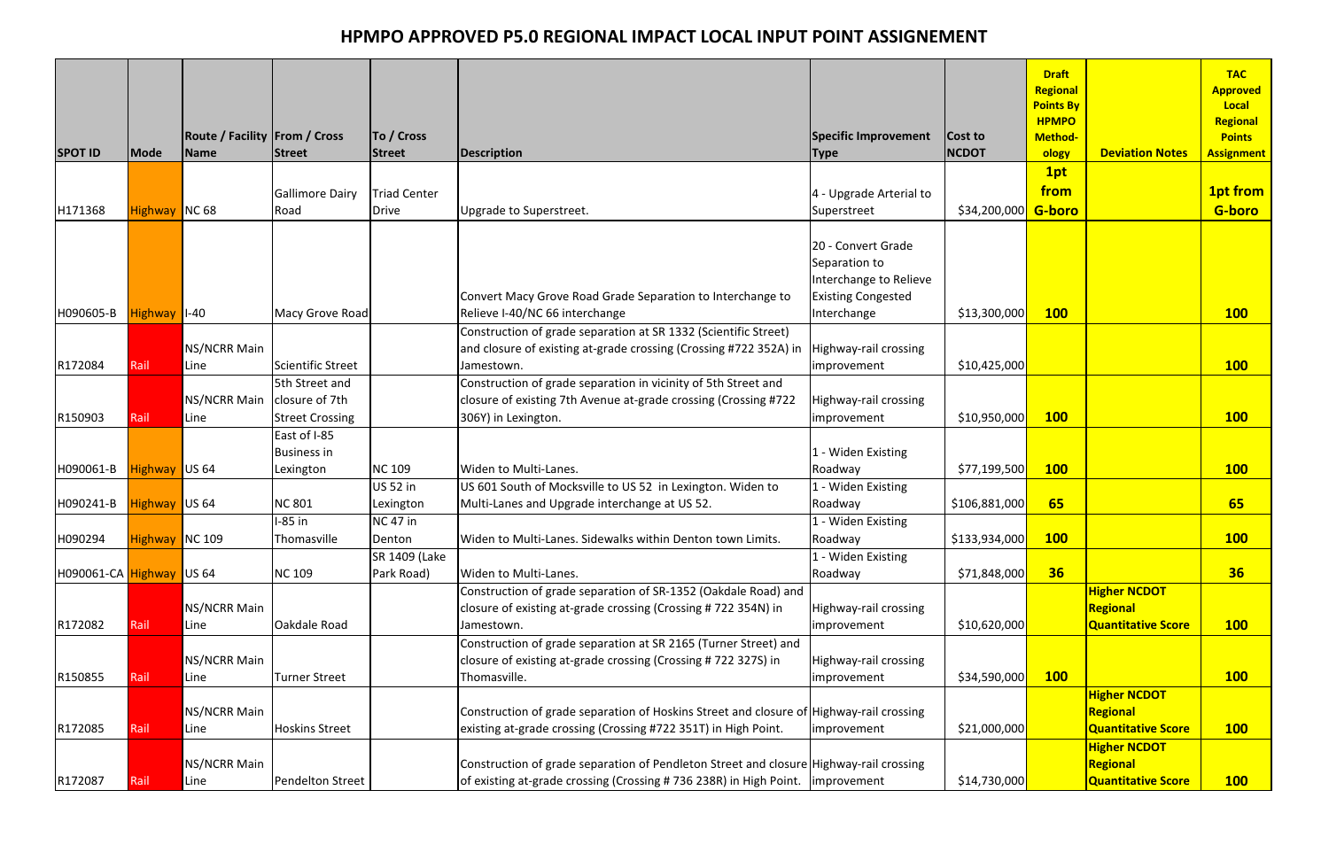# HPMPO APPROVED P5.0 REGIONAL IMPACT LOCAL INPUT POINT ASSIGENEMENT

| SPOT ID | Mode | Route / Facility Name | From / Cross Street | To / Cross Street | Description | Specific Improvement Type | Cost to NCDOT | Draft Regional Points By HPMPO Method-ology | Deviation Notes | TAC Approved Local Regional Points Assignment |
|---|---|---|---|---|---|---|---|---|---|---|
| H171368 | Highway | NC 68 | Gallimore Dairy Road | Triad Center Drive | Upgrade to Superstreet. | 4 - Upgrade Arterial to Superstreet | $34,200,000 | 1pt from G-boro | | 1pt from G-boro |
| H090605-B | Highway | I-40 | Macy Grove Road | | Convert Macy Grove Road Grade Separation to Interchange to Relieve I-40/NC 66 interchange | 20 - Convert Grade Separation to Interchange to Relieve Existing Congested Interchange | $13,300,000 | 100 | | 100 |
| R172084 | Rail | NS/NCRR Main Line | Scientific Street | | Construction of grade separation at SR 1332 (Scientific Street) and closure of existing at-grade crossing (Crossing #722 352A) in Jamestown. | Highway-rail crossing improvement | $10,425,000 | | | 100 |
| R150903 | Rail | NS/NCRR Main Line | 5th Street and closure of 7th Street Crossing | | Construction of grade separation in vicinity of 5th Street and closure of existing 7th Avenue at-grade crossing (Crossing #722 306Y) in Lexington. | Highway-rail crossing improvement | $10,950,000 | 100 | | 100 |
| H090061-B | Highway | US 64 | East of I-85 Business in Lexington | NC 109 | Widen to Multi-Lanes. | 1 - Widen Existing Roadway | $77,199,500 | 100 | | 100 |
| H090241-B | Highway | US 64 | NC 801 | US 52 in Lexington | US 601 South of Mocksville to US 52 in Lexington. Widen to Multi-Lanes and Upgrade interchange at US 52. | 1 - Widen Existing Roadway | $106,881,000 | 65 | | 65 |
| H090294 | Highway | NC 109 | I-85 in Thomasville | NC 47 in Denton | Widen to Multi-Lanes. Sidewalks within Denton town Limits. | 1 - Widen Existing Roadway | $133,934,000 | 100 | | 100 |
| H090061-CA | Highway | US 64 | NC 109 | SR 1409 (Lake Park Road) | Widen to Multi-Lanes. | 1 - Widen Existing Roadway | $71,848,000 | 36 | | 36 |
| R172082 | Rail | NS/NCRR Main Line | Oakdale Road | | Construction of grade separation of SR-1352 (Oakdale Road) and closure of existing at-grade crossing (Crossing # 722 354N) in Jamestown. | Highway-rail crossing improvement | $10,620,000 | | Higher NCDOT Regional Quantitative Score | 100 |
| R150855 | Rail | NS/NCRR Main Line | Turner Street | | Construction of grade separation at SR 2165 (Turner Street) and closure of existing at-grade crossing (Crossing # 722 327S) in Thomasville. | Highway-rail crossing improvement | $34,590,000 | 100 | | 100 |
| R172085 | Rail | NS/NCRR Main Line | Hoskins Street | | Construction of grade separation of Hoskins Street and closure of existing at-grade crossing (Crossing #722 351T) in High Point. | Highway-rail crossing improvement | $21,000,000 | | Higher NCDOT Regional Quantitative Score | 100 |
| R172087 | Rail | NS/NCRR Main Line | Pendelton Street | | Construction of grade separation of Pendelton Street and closure of existing at-grade crossing (Crossing # 736 238R) in High Point. | Highway-rail crossing improvement | $14,730,000 | | Higher NCDOT Regional Quantitative Score | 100 |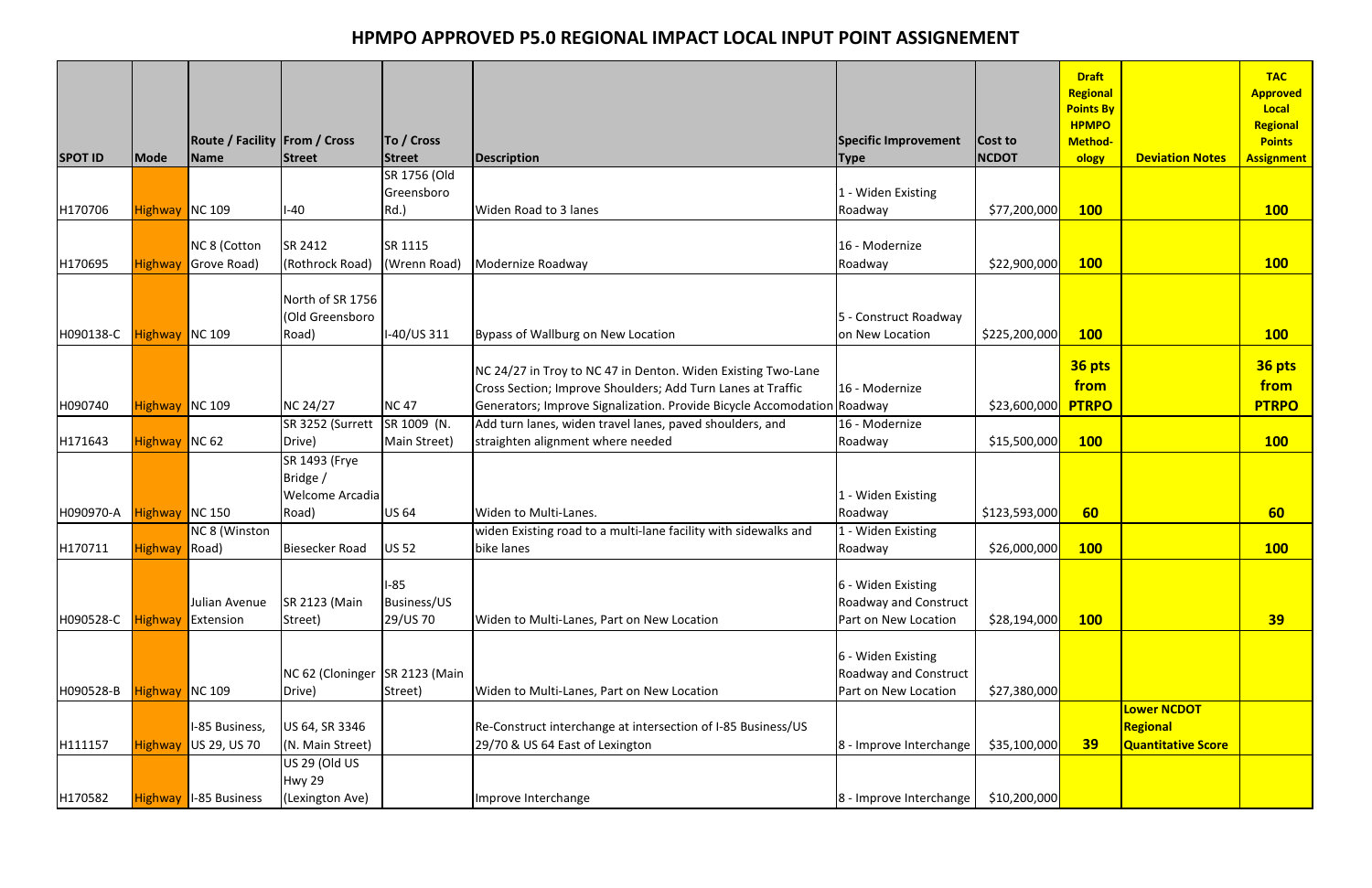# HPMPO APPROVED P5.0 REGIONAL IMPACT LOCAL INPUT POINT ASSIGNEMENT

| SPOT ID | Mode | Route / Facility Name | From / Cross Street | To / Cross Street | Description | Specific Improvement Type | Cost to NCDOT | Draft Regional Points By HPMPO Method-ology | Deviation Notes | TAC Approved Local Regional Points Assignment |
|---|---|---|---|---|---|---|---|---|---|---|
| H170706 | Highway | NC 109 | I-40 | SR 1756 (Old Greensboro Rd.) | Widen Road to 3 lanes | 1 - Widen Existing Roadway | $77,200,000 | **100** | | **100** |
| H170695 | Highway | NC 8 (Cotton Grove Road) | SR 2412 (Rothrock Road) | SR 1115 (Wrenn Road) | Modernize Roadway | 16 - Modernize Roadway | $22,900,000 | **100** | | **100** |
| H090138-C | Highway | NC 109 | North of SR 1756 (Old Greensboro Road) | I-40/US 311 | Bypass of Wallburg on New Location | 5 - Construct Roadway on New Location | $225,200,000 | **100** | | **100** |
| H090740 | Highway | NC 109 | NC 24/27 | NC 47 | NC 24/27 in Troy to NC 47 in Denton. Widen Existing Two-Lane Cross Section; Improve Shoulders; Add Turn Lanes at Traffic Generators; Improve Signalization. Provide Bicycle Accomodation | 16 - Modernize Roadway | $23,600,000 | **36 pts from PTRPO** | | **36 pts from PTRPO** |
| H171643 | Highway | NC 62 | SR 3252 (Surrett Drive) | SR 1009 (N. Main Street) | Add turn lanes, widen travel lanes, paved shoulders, and straighten alignment where needed | 16 - Modernize Roadway | $15,500,000 | **100** | | **100** |
| H090970-A | Highway | NC 150 | SR 1493 (Frye Bridge / Welcome Arcadia Road) | US 64 | Widen to Multi-Lanes. | 1 - Widen Existing Roadway | $123,593,000 | **60** | | **60** |
| H170711 | Highway | NC 8 (Winston Road) | Biesecker Road | US 52 | widen Existing road to a multi-lane facility with sidewalks and bike lanes | 1 - Widen Existing Roadway | $26,000,000 | **100** | | **100** |
| H090528-C | Highway | Julian Avenue Extension | SR 2123 (Main Street) | I-85 Business/US 29/US 70 | Widen to Multi-Lanes, Part on New Location | 6 - Widen Existing Roadway and Construct Part on New Location | $28,194,000 | **100** | | **39** |
| H090528-B | Highway | NC 109 | NC 62 (Cloninger Drive) | SR 2123 (Main Street) | Widen to Multi-Lanes, Part on New Location | 6 - Widen Existing Roadway and Construct Part on New Location | $27,380,000 | | | |
| H111157 | Highway | I-85 Business, US 29, US 70 | US 64, SR 3346 (N. Main Street) | | Re-Construct interchange at intersection of I-85 Business/US 29/70 & US 64 East of Lexington | 8 - Improve Interchange | $35,100,000 | **39** | **Lower NCDOT Regional Quantitative Score** | |
| H170582 | Highway | I-85 Business | US 29 (Old US Hwy 29 (Lexington Ave) | | Improve Interchange | 8 - Improve Interchange | $10,200,000 | | | |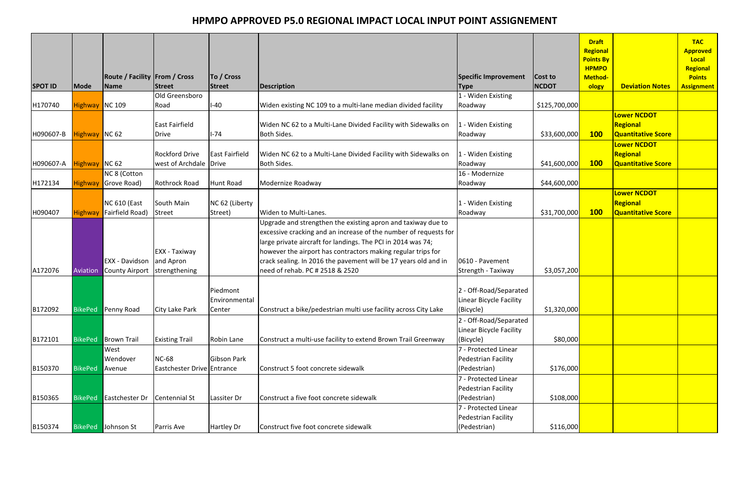# HPMPO APPROVED P5.0 REGIONAL IMPACT LOCAL INPUT POINT ASSIGENEMENT

| SPOT ID | Mode | Route / Facility Name | From / Cross Street | To / Cross Street | Description | Specific Improvement Type | Cost to NCDOT | Draft Regional Points By HPMPO Method-ology | Deviation Notes | TAC Approved Local Regional Points Assignment |
|---|---|---|---|---|---|---|---|---|---|---|
| H170740 | Highway | NC 109 | Old Greensboro Road | I-40 | Widen existing NC 109 to a multi-lane median divided facility | 1 - Widen Existing Roadway | $125,700,000 | | | |
| H090607-B | Highway | NC 62 | East Fairfield Drive | I-74 | Widen NC 62 to a Multi-Lane Divided Facility with Sidewalks on Both Sides. | 1 - Widen Existing Roadway | $33,600,000 | 100 | Lower NCDOT Regional Quantitative Score | |
| H090607-A | Highway | NC 62 | Rockford Drive west of Archdale Drive | East Fairfield Drive | Widen NC 62 to a Multi-Lane Divided Facility with Sidewalks on Both Sides. | 1 - Widen Existing Roadway | $41,600,000 | 100 | Lower NCDOT Regional Quantitative Score | |
| H172134 | Highway | NC 8 (Cotton Grove Road) | Rothrock Road | Hunt Road | Modernize Roadway | 16 - Modernize Roadway | $44,600,000 | | | |
| H090407 | Highway | NC 610 (East Fairfield Road) | South Main Street | NC 62 (Liberty Street) | Widen to Multi-Lanes. | 1 - Widen Existing Roadway | $31,700,000 | 100 | Lower NCDOT Regional Quantitative Score | |
| A172076 | Aviation | EXX - Davidson County Airport | EXX - Taxiway and Apron strengthening | | Upgrade and strengthen the existing apron and taxiway due to excessive cracking and an increase of the number of requests for large private aircraft for landings. The PCI in 2014 was 74; however the airport has contractors making regular trips for crack sealing. In 2016 the pavement will be 17 years old and in need of rehab. PC # 2518 & 2520 | 0610 - Pavement Strength - Taxiway | $3,057,200 | | | |
| B172092 | BikePed | Penny Road | City Lake Park | Piedmont Environmental Center | Construct a bike/pedestrian multi use facility across City Lake | 2 - Off-Road/Separated Linear Bicycle Facility (Bicycle) | $1,320,000 | | | |
| B172101 | BikePed | Brown Trail | Existing Trail | Robin Lane | Construct a multi-use facility to extend Brown Trail Greenway | 2 - Off-Road/Separated Linear Bicycle Facility (Bicycle) | $80,000 | | | |
| B150370 | BikePed | West Wendover Avenue | NC-68 Eastchester Drive | Gibson Park Entrance | Construct 5 foot concrete sidewalk | 7 - Protected Linear Pedestrian Facility (Pedestrian) | $176,000 | | | |
| B150365 | BikePed | Eastchester Dr | Centennial St | Lassiter Dr | Construct a five foot concrete sidewalk | 7 - Protected Linear Pedestrian Facility (Pedestrian) | $108,000 | | | |
| B150374 | BikePed | Johnson St | Parris Ave | Hartley Dr | Construct five foot concrete sidewalk | 7 - Protected Linear Pedestrian Facility (Pedestrian) | $116,000 | | | |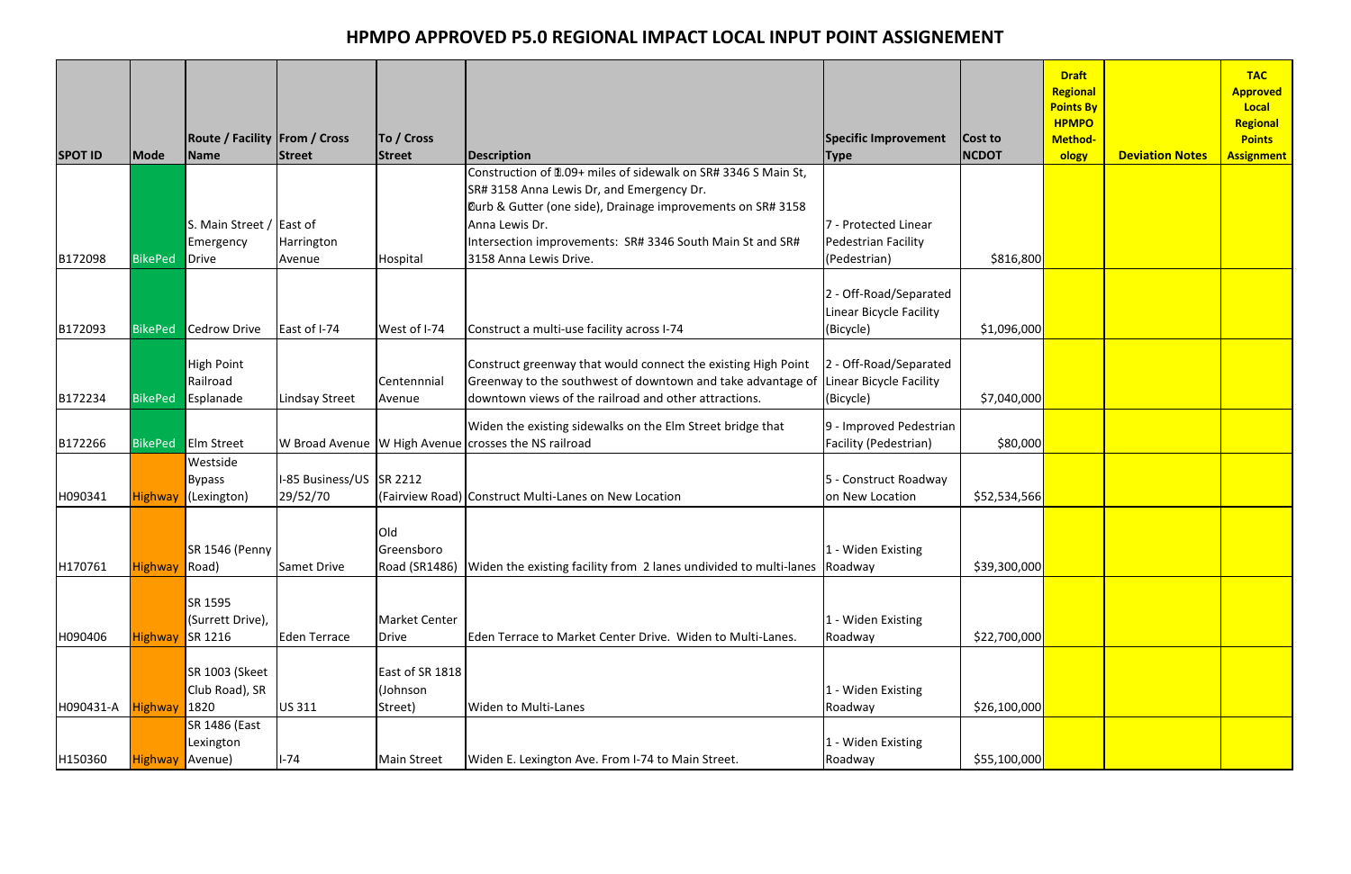# HPMPO APPROVED P5.0 REGIONAL IMPACT LOCAL INPUT POINT ASSIGNEMENT

| SPOT ID | Mode | Route / Facility Name | From / Cross Street | To / Cross Street | Description | Specific Improvement Type | Cost to NCDOT | Draft Regional Points By HPMPO Methodology | Deviation Notes | TAC Approved Local Regional Points Assignment |
|---|---|---|---|---|---|---|---|---|---|---|
| B172098 | BikePed | S. Main Street / Emergency Drive | East of Harrington Avenue | Hospital | Construction of 1.09+ miles of sidewalk on SR# 3346 S Main St, SR# 3158 Anna Lewis Dr, and Emergency Dr. Curb & Gutter (one side), Drainage improvements on SR# 3158 Anna Lewis Dr. Intersection improvements: SR# 3346 South Main St and SR# 3158 Anna Lewis Drive. | 7 - Protected Linear Pedestrian Facility (Pedestrian) | $816,800 | | | |
| B172093 | BikePed | Cedrow Drive | East of I-74 | West of I-74 | Construct a multi-use facility across I-74 | 2 - Off-Road/Separated Linear Bicycle Facility (Bicycle) | $1,096,000 | | | |
| B172234 | BikePed | High Point Railroad Esplanade | Lindsay Street | Centennnial Avenue | Construct greenway that would connect the existing High Point Greenway to the southwest of downtown and take advantage of downtown views of the railroad and other attractions. | 2 - Off-Road/Separated Linear Bicycle Facility (Bicycle) | $7,040,000 | | | |
| B172266 | BikePed | Elm Street | W Broad Avenue | W High Avenue | Widen the existing sidewalks on the Elm Street bridge that crosses the NS railroad | 9 - Improved Pedestrian Facility (Pedestrian) | $80,000 | | | |
| H090341 | Highway | Westside Bypass (Lexington) | I-85 Business/US 29/52/70 | SR 2212 (Fairview Road) | Construct Multi-Lanes on New Location | 5 - Construct Roadway on New Location | $52,534,566 | | | |
| H170761 | Highway | SR 1546 (Penny Road) | Samet Drive | Old Greensboro Road (SR1486) | Widen the existing facility from 2 lanes undivided to multi-lanes | 1 - Widen Existing Roadway | $39,300,000 | | | |
| H090406 | Highway | SR 1595 (Surrett Drive), SR 1216 | Eden Terrace | Market Center Drive | Eden Terrace to Market Center Drive. Widen to Multi-Lanes. | 1 - Widen Existing Roadway | $22,700,000 | | | |
| H090431-A | Highway | SR 1003 (Skeet Club Road), SR 1820 | US 311 | East of SR 1818 (Johnson Street) | Widen to Multi-Lanes | 1 - Widen Existing Roadway | $26,100,000 | | | |
| H150360 | Highway | SR 1486 (East Lexington Avenue) | I-74 | Main Street | Widen E. Lexington Ave. From I-74 to Main Street. | 1 - Widen Existing Roadway | $55,100,000 | | | |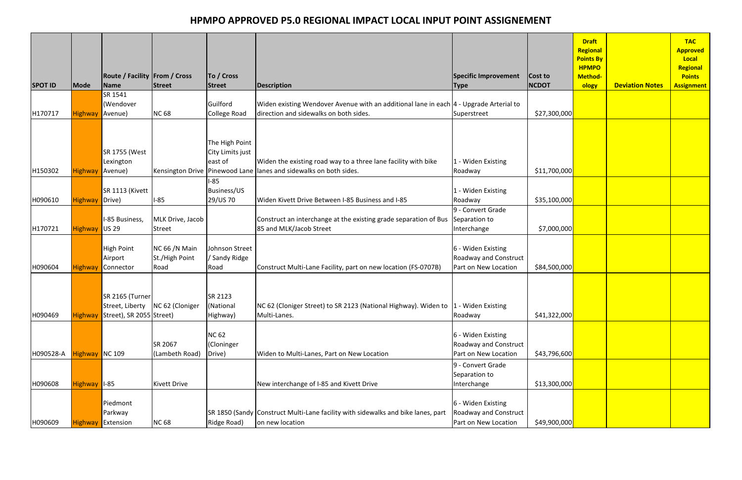# HPMPO APPROVED P5.0 REGIONAL IMPACT LOCAL INPUT POINT ASSIGNEMENT

| SPOT ID | Mode | Route / Facility Name | From / Cross Street | To / Cross Street | Description | Specific Improvement Type | Cost to NCDOT | Draft Regional Points By HPMPO Method-ology | Deviation Notes | TAC Approved Local Regional Points Assignment |
|---|---|---|---|---|---|---|---|---|---|---|
| H170717 | Highway | SR 1541 (Wendover Avenue) | NC 68 | Guilford College Road | Widen existing Wendover Avenue with an additional lane in each direction and sidewalks on both sides. | 4 - Upgrade Arterial to Superstreet | $27,300,000 | | | |
| H150302 | Highway | SR 1755 (West Lexington Avenue) | Kensington Drive | The High Point City Limits just east of Pinewood Lane | Widen the existing road way to a three lane facility with bike lanes and sidewalks on both sides. | 1 - Widen Existing Roadway | $11,700,000 | | | |
| H090610 | Highway | SR 1113 (Kivett Drive) | I-85 | I-85 Business/US 29/US 70 | Widen Kivett Drive Between I-85 Business and I-85 | 1 - Widen Existing Roadway | $35,100,000 | | | |
| H170721 | Highway | I-85 Business, US 29 | MLK Drive, Jacob Street | | Construct an interchange at the existing grade separation of Bus 85 and MLK/Jacob Street | 9 - Convert Grade Separation to Interchange | $7,000,000 | | | |
| H090604 | Highway | High Point Airport Connector | NC 66 /N Main St./High Point Road | Johnson Street / Sandy Ridge Road | Construct Multi-Lane Facility, part on new location (FS-0707B) | 6 - Widen Existing Roadway and Construct Part on New Location | $84,500,000 | | | |
| H090469 | Highway | SR 2165 (Turner Street, Liberty Street), SR 2055 | NC 62 (Cloniger Street) | SR 2123 (National Highway) | NC 62 (Cloniger Street) to SR 2123 (National Highway). Widen to Multi-Lanes. | 1 - Widen Existing Roadway | $41,322,000 | | | |
| H090528-A | Highway | NC 109 | SR 2067 (Lambeth Road) | NC 62 (Cloninger Drive) | Widen to Multi-Lanes, Part on New Location | 6 - Widen Existing Roadway and Construct Part on New Location | $43,796,600 | | | |
| H090608 | Highway | I-85 | Kivett Drive | | New interchange of I-85 and Kivett Drive | 9 - Convert Grade Separation to Interchange | $13,300,000 | | | |
| H090609 | Highway | Piedmont Parkway Extension | NC 68 | SR 1850 (Sandy Ridge Road) | Construct Multi-Lane facility with sidewalks and bike lanes, part on new location | 6 - Widen Existing Roadway and Construct Part on New Location | $49,900,000 | | | |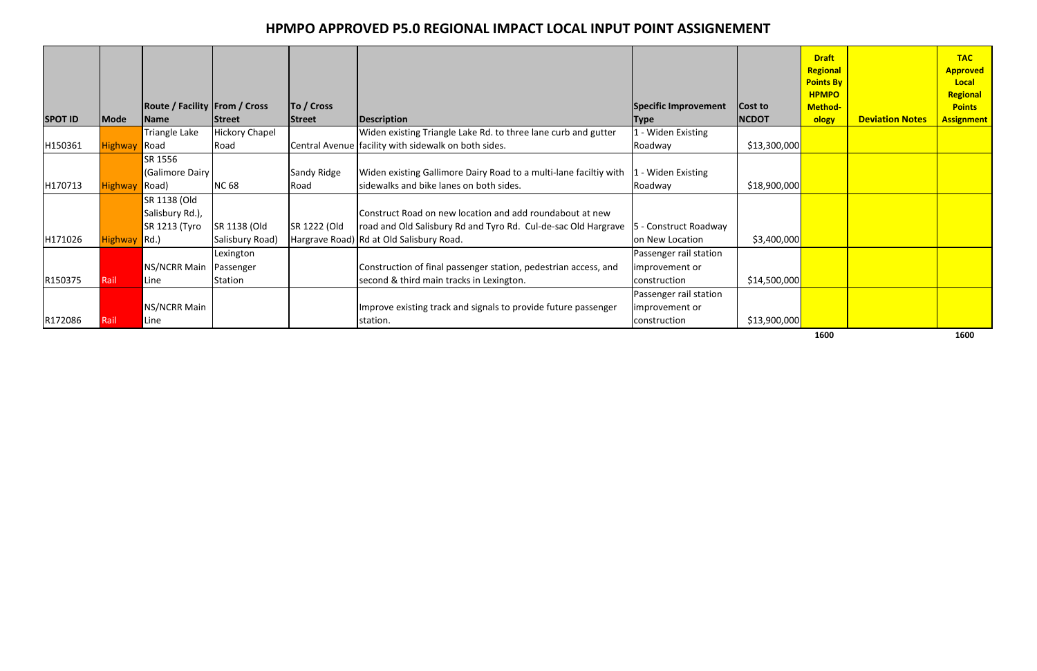# HPMPO APPROVED P5.0 REGIONAL IMPACT LOCAL INPUT POINT ASSIGENEMENT

| SPOT ID | Mode | Route / Facility Name | From / Cross Street | To / Cross Street | Description | Specific Improvement Type | Cost to NCDOT | Draft Regional Points By HPMPO Method-ology | Deviation Notes | TAC Approved Local Regional Points Assignment |
|---|---|---|---|---|---|---|---|---|---|---|
| H150361 | Highway | Triangle Lake Road | Hickory Chapel Road | Central Avenue | Widen existing Triangle Lake Rd. to three lane curb and gutter facility with sidewalk on both sides. | 1 - Widen Existing Roadway | $13,300,000 | | | |
| H170713 | Highway | SR 1556 (Galimore Dairy Road) | NC 68 | Sandy Ridge Road | Widen existing Gallimore Dairy Road to a multi-lane faciltiy with sidewalks and bike lanes on both sides. | 1 - Widen Existing Roadway | $18,900,000 | | | |
| H171026 | Highway | SR 1138 (Old Salisbury Rd.), SR 1213 (Tyro Rd.) | SR 1138 (Old Salisbury Road) | SR 1222 (Old Hargrave Road) | Construct Road on new location and add roundabout at new road and Old Salisbury Rd and Tyro Rd. Cul-de-sac Old Hargrave Rd at Old Salisbury Road. | 5 - Construct Roadway on New Location | $3,400,000 | | | |
| R150375 | Rail | NS/NCRR Main Line | Lexington Passenger Station | | Construction of final passenger station, pedestrian access, and second & third main tracks in Lexington. | Passenger rail station improvement or construction | $14,500,000 | | | |
| R172086 | Rail | NS/NCRR Main Line | | | Improve existing track and signals to provide future passenger station. | Passenger rail station improvement or construction | $13,900,000 | | | |
| | | | | | | | | 1600 | | 1600 |